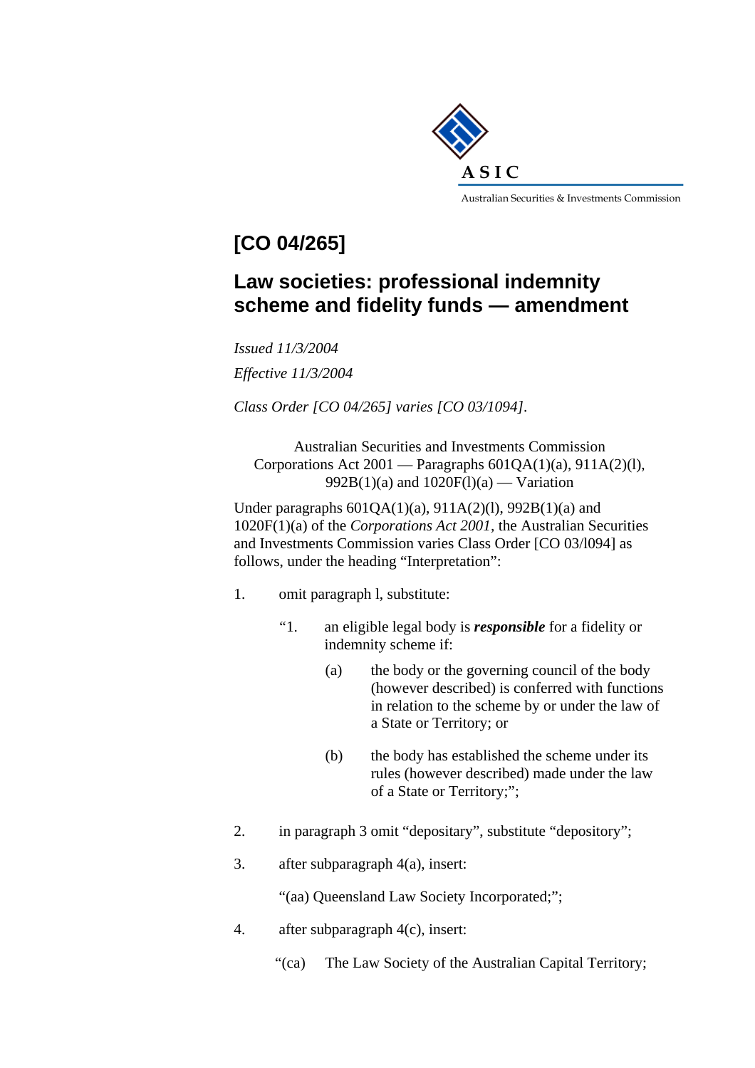ASIC

Australian Securities & Investments Commission

# [CO 04/265]

# Law societies: professional indemnity scheme and fidelity funds — amendment

*Issued 11/3/2004*

*Effective 11/3/2004*

*Class Order [CO 04/265] varies [CO 03/1094].*

Australian Securities and Investments Commission
Corporations Act 2001 — Paragraphs 601QA(1)(a), 911A(2)(l), 992B(1)(a) and 1020F(l)(a) — Variation

Under paragraphs 601QA(1)(a), 911A(2)(l), 992B(1)(a) and 1020F(1)(a) of the *Corporations Act 2001*, the Australian Securities and Investments Commission varies Class Order [CO 03/l094] as follows, under the heading "Interpretation":

1. omit paragraph l, substitute:

   "1. an eligible legal body is ***responsible*** for a fidelity or indemnity scheme if:

      (a) the body or the governing council of the body (however described) is conferred with functions in relation to the scheme by or under the law of a State or Territory; or

      (b) the body has established the scheme under its rules (however described) made under the law of a State or Territory;";

2. in paragraph 3 omit "depositary", substitute "depository";

3. after subparagraph 4(a), insert:

   "(aa) Queensland Law Society Incorporated;";

4. after subparagraph 4(c), insert:

   "(ca) The Law Society of the Australian Capital Territory;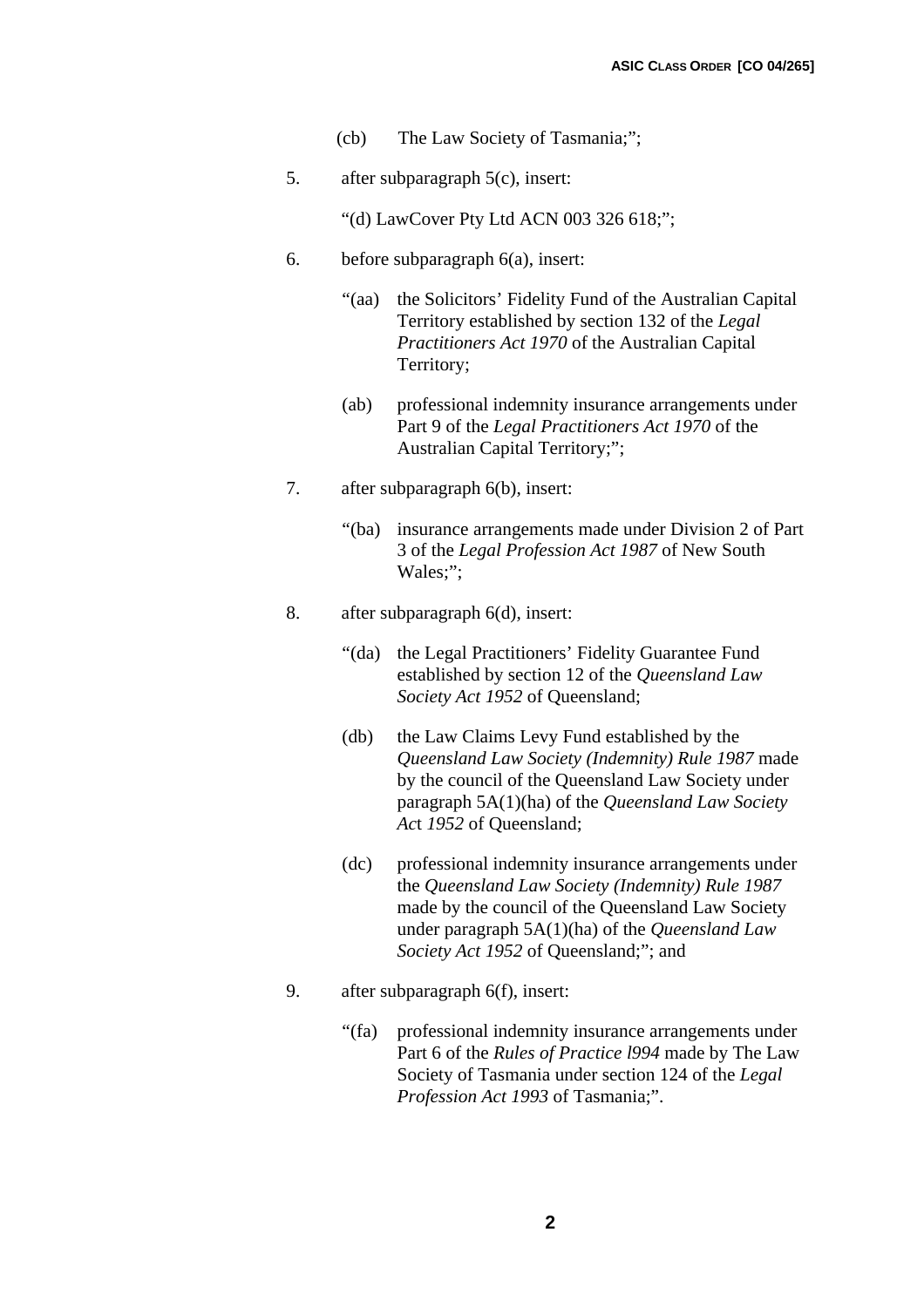(cb) The Law Society of Tasmania;";

5. after subparagraph 5(c), insert:

   "(d) LawCover Pty Ltd ACN 003 326 618;";

6. before subparagraph 6(a), insert:

   "(aa) the Solicitors' Fidelity Fund of the Australian Capital Territory established by section 132 of the *Legal Practitioners Act 1970* of the Australian Capital Territory;

   (ab) professional indemnity insurance arrangements under Part 9 of the *Legal Practitioners Act 1970* of the Australian Capital Territory;";

7. after subparagraph 6(b), insert:

   "(ba) insurance arrangements made under Division 2 of Part 3 of the *Legal Profession Act 1987* of New South Wales;";

8. after subparagraph 6(d), insert:

   "(da) the Legal Practitioners' Fidelity Guarantee Fund established by section 12 of the *Queensland Law Society Act 1952* of Queensland;

   (db) the Law Claims Levy Fund established by the *Queensland Law Society (Indemnity) Rule 1987* made by the council of the Queensland Law Society under paragraph 5A(1)(ha) of the *Queensland Law Society Act 1952* of Queensland;

   (dc) professional indemnity insurance arrangements under the *Queensland Law Society (Indemnity) Rule 1987* made by the council of the Queensland Law Society under paragraph 5A(1)(ha) of the *Queensland Law Society Act 1952* of Queensland;"; and

9. after subparagraph 6(f), insert:

   "(fa) professional indemnity insurance arrangements under Part 6 of the *Rules of Practice l994* made by The Law Society of Tasmania under section 124 of the *Legal Profession Act 1993* of Tasmania;".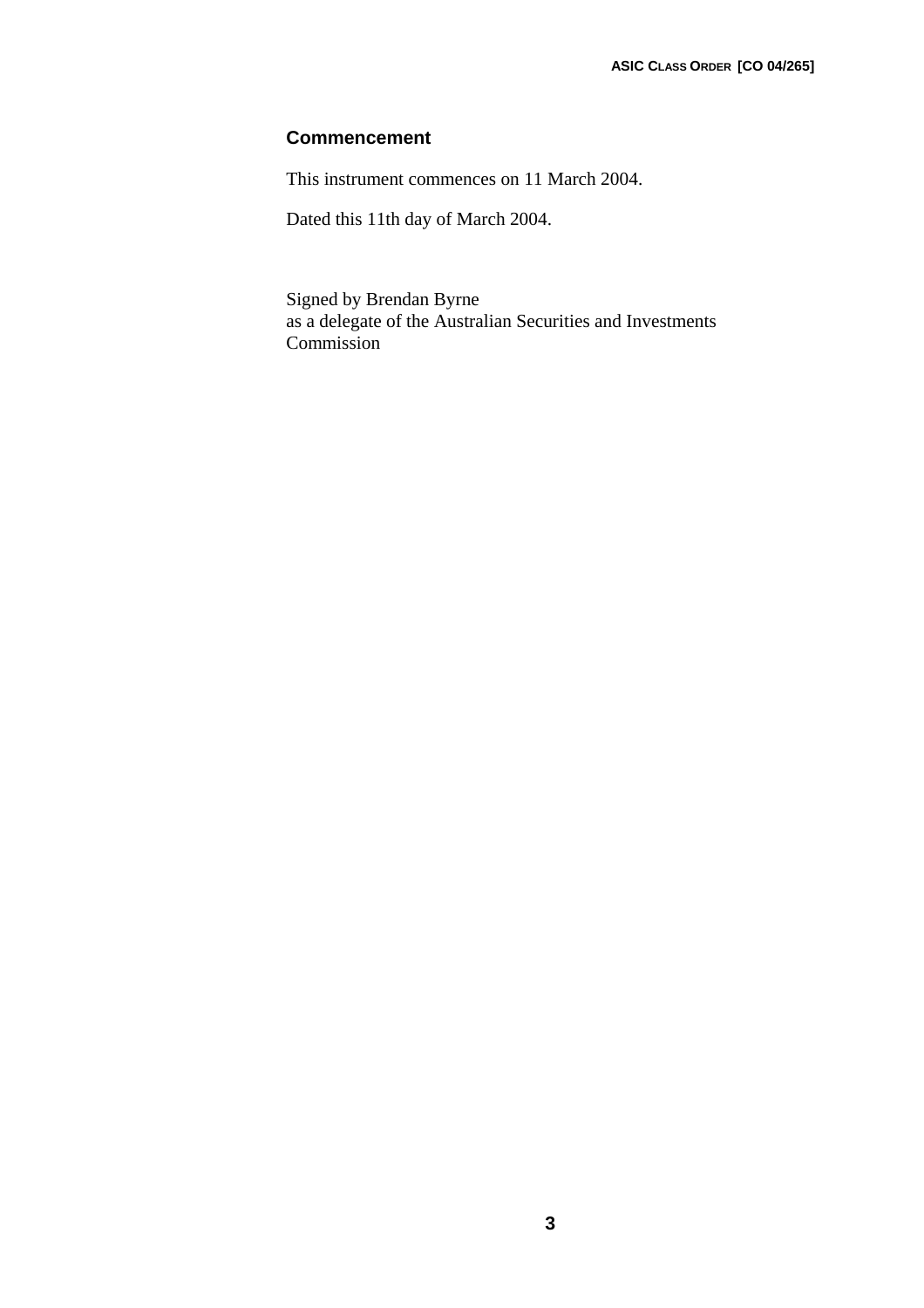## Commencement

This instrument commences on 11 March 2004.

Dated this 11th day of March 2004.

Signed by Brendan Byrne
as a delegate of the Australian Securities and Investments Commission